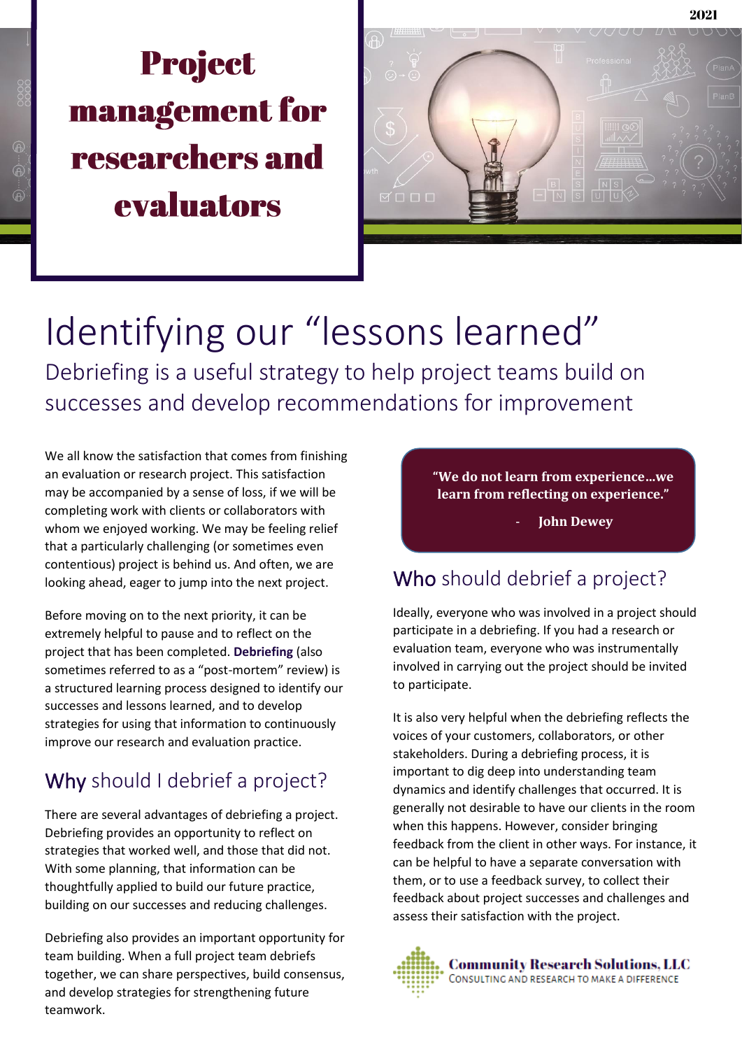# Project management for researchers and evaluators

2021

## Identifying our "lessons learned"

### Debriefing is a useful strategy to help project teams build on successes and develop recommendations for improvement

We all know the satisfaction that comes from finishing an evaluation or research project. This satisfaction may be accompanied by a sense of loss, if we will be completing work with clients or collaborators with whom we enjoyed working. We may be feeling relief that a particularly challenging (or sometimes even contentious) project is behind us. And often, we are looking ahead, eager to jump into the next project.

Before moving on to the next priority, it can be extremely helpful to pause and to reflect on the project that has been completed. **Debriefing** (also sometimes referred to as a "post-mortem" review) is a structured learning process designed to identify our successes and lessons learned, and to develop strategies for using that information to continuously improve our research and evaluation practice.

## Why should I debrief a project?

There are several advantages of debriefing a project. Debriefing provides an opportunity to reflect on strategies that worked well, and those that did not. With some planning, that information can be thoughtfully applied to build our future practice, building on our successes and reducing challenges.

Debriefing also provides an important opportunity for team building. When a full project team debriefs together, we can share perspectives, build consensus, and develop strategies for strengthening future teamwork.

> **"We do not learn from experience…we learn from reflecting on experience."**
>
> **- John Dewey**

## Who should debrief a project?

Ideally, everyone who was involved in a project should participate in a debriefing. If you had a research or evaluation team, everyone who was instrumentally involved in carrying out the project should be invited to participate.

It is also very helpful when the debriefing reflects the voices of your customers, collaborators, or other stakeholders. During a debriefing process, it is important to dig deep into understanding team dynamics and identify challenges that occurred. It is generally not desirable to have our clients in the room when this happens. However, consider bringing feedback from the client in other ways. For instance, it can be helpful to have a separate conversation with them, or to use a feedback survey, to collect their feedback about project successes and challenges and assess their satisfaction with the project.

Community Research Solutions, LLC
CONSULTING AND RESEARCH TO MAKE A DIFFERENCE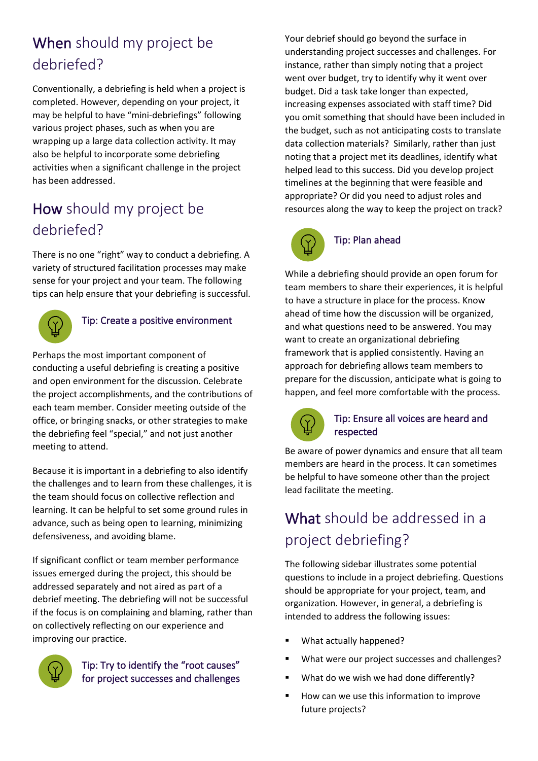## When should my project be debriefed?

Conventionally, a debriefing is held when a project is completed. However, depending on your project, it may be helpful to have "mini-debriefings" following various project phases, such as when you are wrapping up a large data collection activity. It may also be helpful to incorporate some debriefing activities when a significant challenge in the project has been addressed.

## How should my project be debriefed?

There is no one "right" way to conduct a debriefing. A variety of structured facilitation processes may make sense for your project and your team. The following tips can help ensure that your debriefing is successful.

### Tip: Create a positive environment

Perhaps the most important component of conducting a useful debriefing is creating a positive and open environment for the discussion. Celebrate the project accomplishments, and the contributions of each team member. Consider meeting outside of the office, or bringing snacks, or other strategies to make the debriefing feel "special," and not just another meeting to attend.

Because it is important in a debriefing to also identify the challenges and to learn from these challenges, it is the team should focus on collective reflection and learning. It can be helpful to set some ground rules in advance, such as being open to learning, minimizing defensiveness, and avoiding blame.

If significant conflict or team member performance issues emerged during the project, this should be addressed separately and not aired as part of a debrief meeting. The debriefing will not be successful if the focus is on complaining and blaming, rather than on collectively reflecting on our experience and improving our practice.

### Tip: Try to identify the "root causes" for project successes and challenges

Your debrief should go beyond the surface in understanding project successes and challenges. For instance, rather than simply noting that a project went over budget, try to identify why it went over budget. Did a task take longer than expected, increasing expenses associated with staff time? Did you omit something that should have been included in the budget, such as not anticipating costs to translate data collection materials? Similarly, rather than just noting that a project met its deadlines, identify what helped lead to this success. Did you develop project timelines at the beginning that were feasible and appropriate? Or did you need to adjust roles and resources along the way to keep the project on track?

### Tip: Plan ahead

While a debriefing should provide an open forum for team members to share their experiences, it is helpful to have a structure in place for the process. Know ahead of time how the discussion will be organized, and what questions need to be answered. You may want to create an organizational debriefing framework that is applied consistently. Having an approach for debriefing allows team members to prepare for the discussion, anticipate what is going to happen, and feel more comfortable with the process.

### Tip: Ensure all voices are heard and respected

Be aware of power dynamics and ensure that all team members are heard in the process. It can sometimes be helpful to have someone other than the project lead facilitate the meeting.

## What should be addressed in a project debriefing?

The following sidebar illustrates some potential questions to include in a project debriefing. Questions should be appropriate for your project, team, and organization. However, in general, a debriefing is intended to address the following issues:

- What actually happened?
- What were our project successes and challenges?
- What do we wish we had done differently?
- How can we use this information to improve future projects?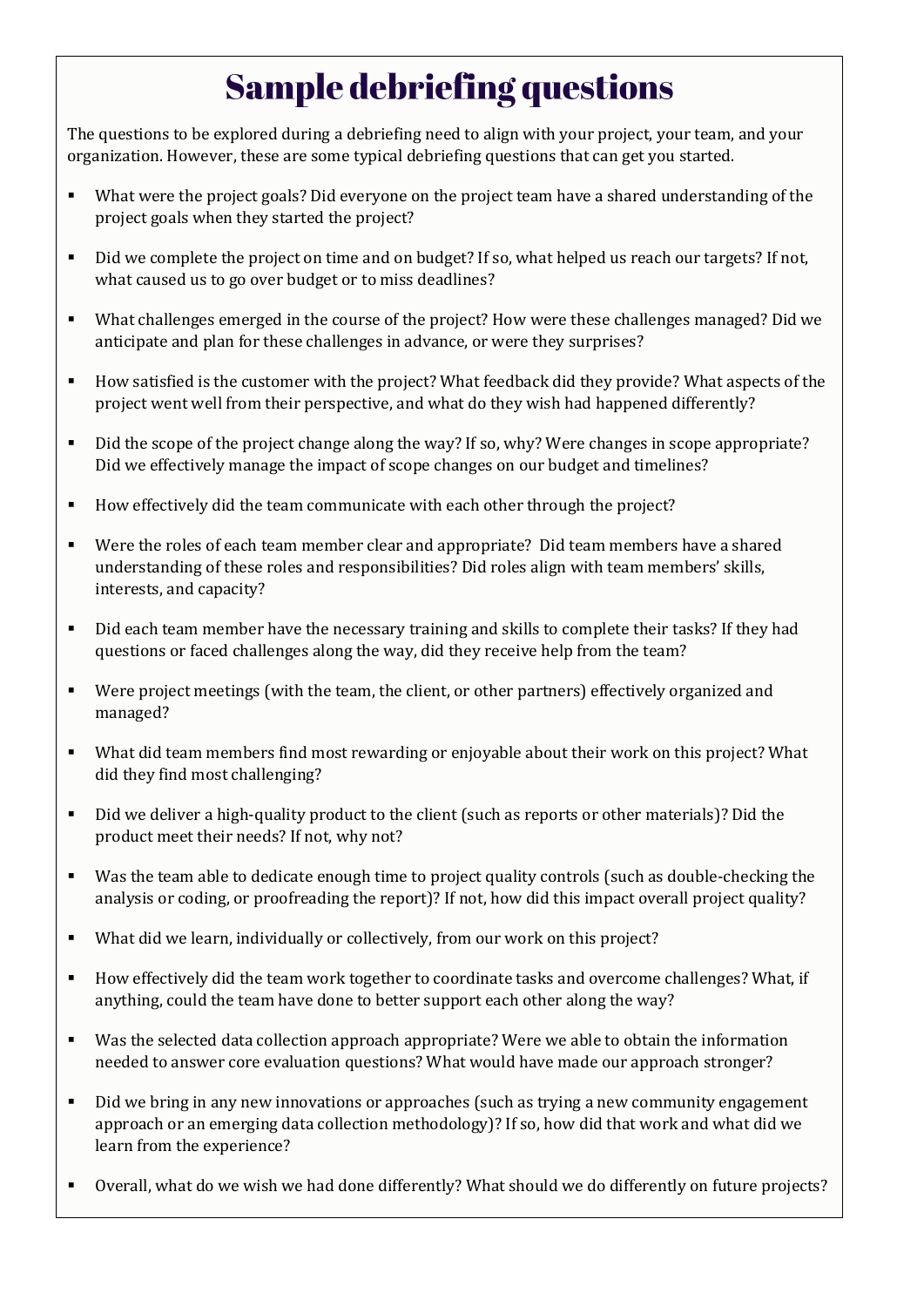# Sample debriefing questions

The questions to be explored during a debriefing need to align with your project, your team, and your organization. However, these are some typical debriefing questions that can get you started.

- What were the project goals? Did everyone on the project team have a shared understanding of the project goals when they started the project?
- Did we complete the project on time and on budget? If so, what helped us reach our targets? If not, what caused us to go over budget or to miss deadlines?
- What challenges emerged in the course of the project? How were these challenges managed? Did we anticipate and plan for these challenges in advance, or were they surprises?
- How satisfied is the customer with the project? What feedback did they provide? What aspects of the project went well from their perspective, and what do they wish had happened differently?
- Did the scope of the project change along the way? If so, why? Were changes in scope appropriate? Did we effectively manage the impact of scope changes on our budget and timelines?
- How effectively did the team communicate with each other through the project?
- Were the roles of each team member clear and appropriate? Did team members have a shared understanding of these roles and responsibilities? Did roles align with team members' skills, interests, and capacity?
- Did each team member have the necessary training and skills to complete their tasks? If they had questions or faced challenges along the way, did they receive help from the team?
- Were project meetings (with the team, the client, or other partners) effectively organized and managed?
- What did team members find most rewarding or enjoyable about their work on this project? What did they find most challenging?
- Did we deliver a high-quality product to the client (such as reports or other materials)? Did the product meet their needs? If not, why not?
- Was the team able to dedicate enough time to project quality controls (such as double-checking the analysis or coding, or proofreading the report)? If not, how did this impact overall project quality?
- What did we learn, individually or collectively, from our work on this project?
- How effectively did the team work together to coordinate tasks and overcome challenges? What, if anything, could the team have done to better support each other along the way?
- Was the selected data collection approach appropriate? Were we able to obtain the information needed to answer core evaluation questions? What would have made our approach stronger?
- Did we bring in any new innovations or approaches (such as trying a new community engagement approach or an emerging data collection methodology)? If so, how did that work and what did we learn from the experience?
- Overall, what do we wish we had done differently? What should we do differently on future projects?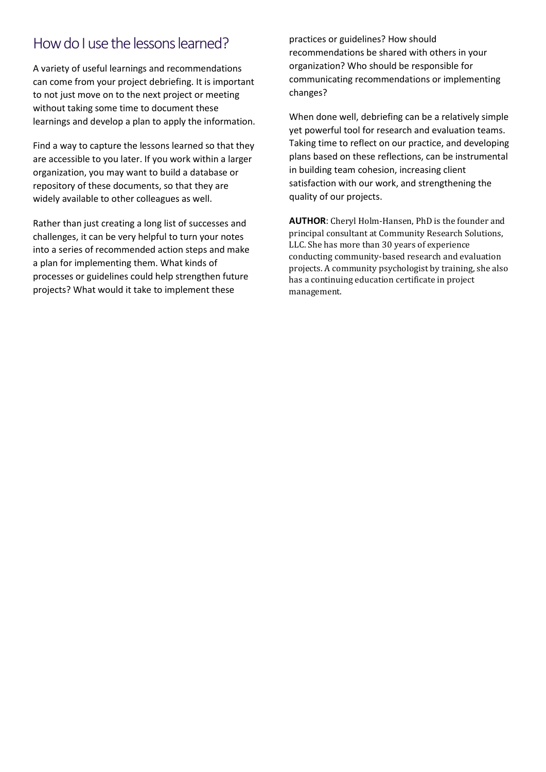## How do I use the lessons learned?

A variety of useful learnings and recommendations can come from your project debriefing. It is important to not just move on to the next project or meeting without taking some time to document these learnings and develop a plan to apply the information.

Find a way to capture the lessons learned so that they are accessible to you later. If you work within a larger organization, you may want to build a database or repository of these documents, so that they are widely available to other colleagues as well.

Rather than just creating a long list of successes and challenges, it can be very helpful to turn your notes into a series of recommended action steps and make a plan for implementing them. What kinds of processes or guidelines could help strengthen future projects? What would it take to implement these practices or guidelines? How should recommendations be shared with others in your organization? Who should be responsible for communicating recommendations or implementing changes?

When done well, debriefing can be a relatively simple yet powerful tool for research and evaluation teams. Taking time to reflect on our practice, and developing plans based on these reflections, can be instrumental in building team cohesion, increasing client satisfaction with our work, and strengthening the quality of our projects.

**AUTHOR**: Cheryl Holm-Hansen, PhD is the founder and principal consultant at Community Research Solutions, LLC. She has more than 30 years of experience conducting community-based research and evaluation projects. A community psychologist by training, she also has a continuing education certificate in project management.